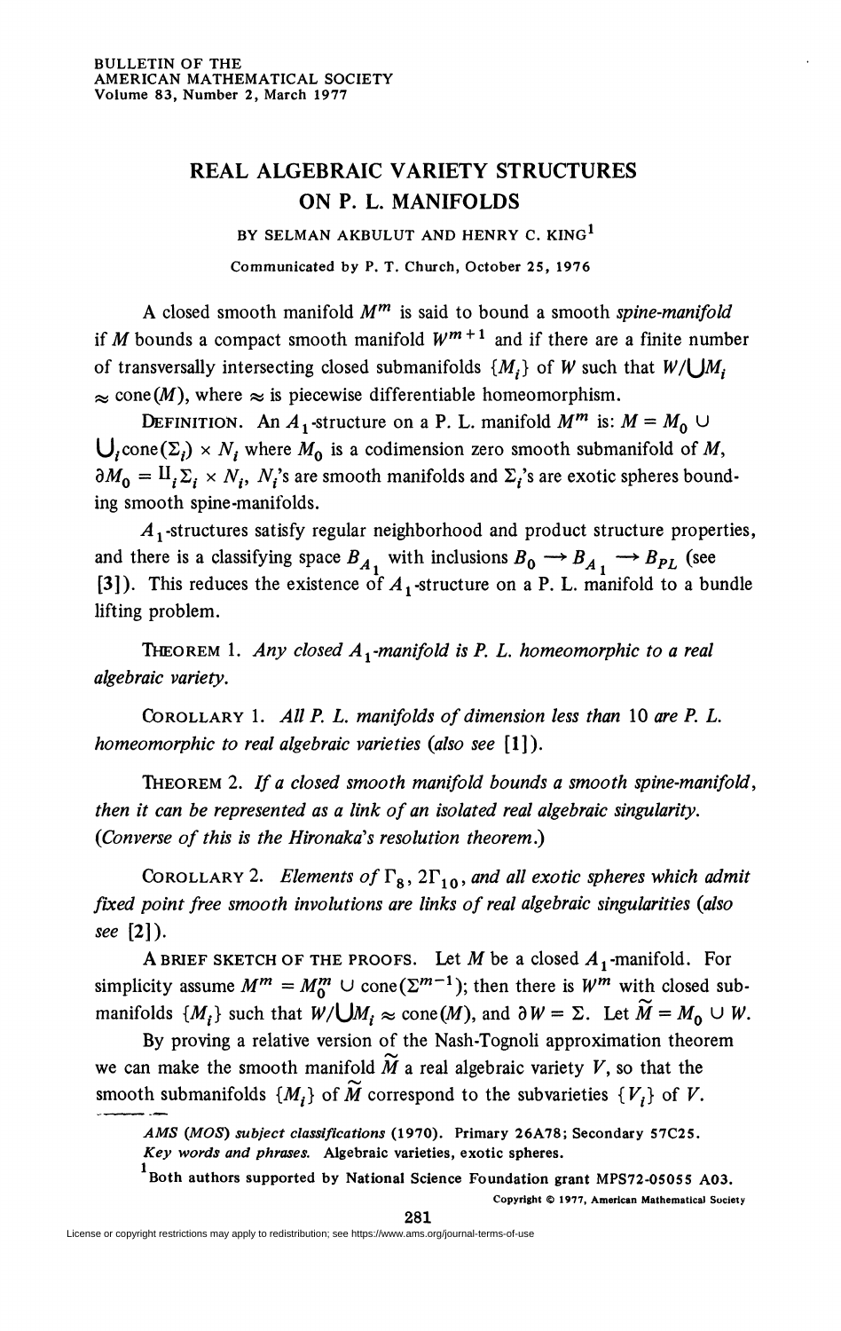# REAL ALGEBRAIC VARIETY STRUCTURES ON P. L. MANIFOLDS

BY SELMAN AKBULUT AND HENRY C. KING[1]

Communicated by P. T. Church, October 25, 1976

A closed smooth manifold $M^m$ is said to bound a smooth *spine-manifold* if $M$ bounds a compact smooth manifold $W^{m+1}$ and if there are a finite number of transversally intersecting closed submanifolds $\{M_i\}$ of $W$ such that $W/\bigcup M_i \approx \text{cone}(M)$, where $\approx$ is piecewise differentiable homeomorphism.

DEFINITION. An $A_1$-structure on a P. L. manifold $M^m$ is: $M = M_0 \cup \bigcup_i \text{cone}(\Sigma_i) \times N_i$ where $M_0$ is a codimension zero smooth submanifold of $M$, $\partial M_0 = \amalg_i \Sigma_i \times N_i$, $N_i$'s are smooth manifolds and $\Sigma_i$'s are exotic spheres bounding smooth spine-manifolds.

$A_1$-structures satisfy regular neighborhood and product structure properties, and there is a classifying space $B_{A_1}$ with inclusions $B_0 \longrightarrow B_{A_1} \longrightarrow B_{PL}$ (see [3]). This reduces the existence of $A_1$-structure on a P. L. manifold to a bundle lifting problem.

THEOREM 1. *Any closed $A_1$-manifold is P. L. homeomorphic to a real algebraic variety.*

COROLLARY 1. *All P. L. manifolds of dimension less than* 10 *are P. L. homeomorphic to real algebraic varieties (also see* [1]).

THEOREM 2. *If a closed smooth manifold bounds a smooth spine-manifold, then it can be represented as a link of an isolated real algebraic singularity. (Converse of this is the Hironaka's resolution theorem.)*

COROLLARY 2. *Elements of $\Gamma_8$, $2\Gamma_{10}$, and all exotic spheres which admit fixed point free smooth involutions are links of real algebraic singularities (also see* [2]).

A BRIEF SKETCH OF THE PROOFS. Let $M$ be a closed $A_1$-manifold. For simplicity assume $M^m = M_0^m \cup \text{cone}(\Sigma^{m-1})$; then there is $W^m$ with closed submanifolds $\{M_i\}$ such that $W/\bigcup M_i \approx \text{cone}(M)$, and $\partial W = \Sigma$. Let $\widetilde{M} = M_0 \cup W$.

By proving a relative version of the Nash-Tognoli approximation theorem we can make the smooth manifold $\widetilde{M}$ a real algebraic variety $V$, so that the smooth submanifolds $\{M_i\}$ of $\widetilde{M}$ correspond to the subvarieties $\{V_i\}$ of $V$.

---

*AMS (MOS) subject classifications* (1970). Primary 26A78; Secondary 57C25.

*Key words and phrases.* Algebraic varieties, exotic spheres.

[1] Both authors supported by National Science Foundation grant MPS72-05055 A03.

Copyright © 1977, American Mathematical Society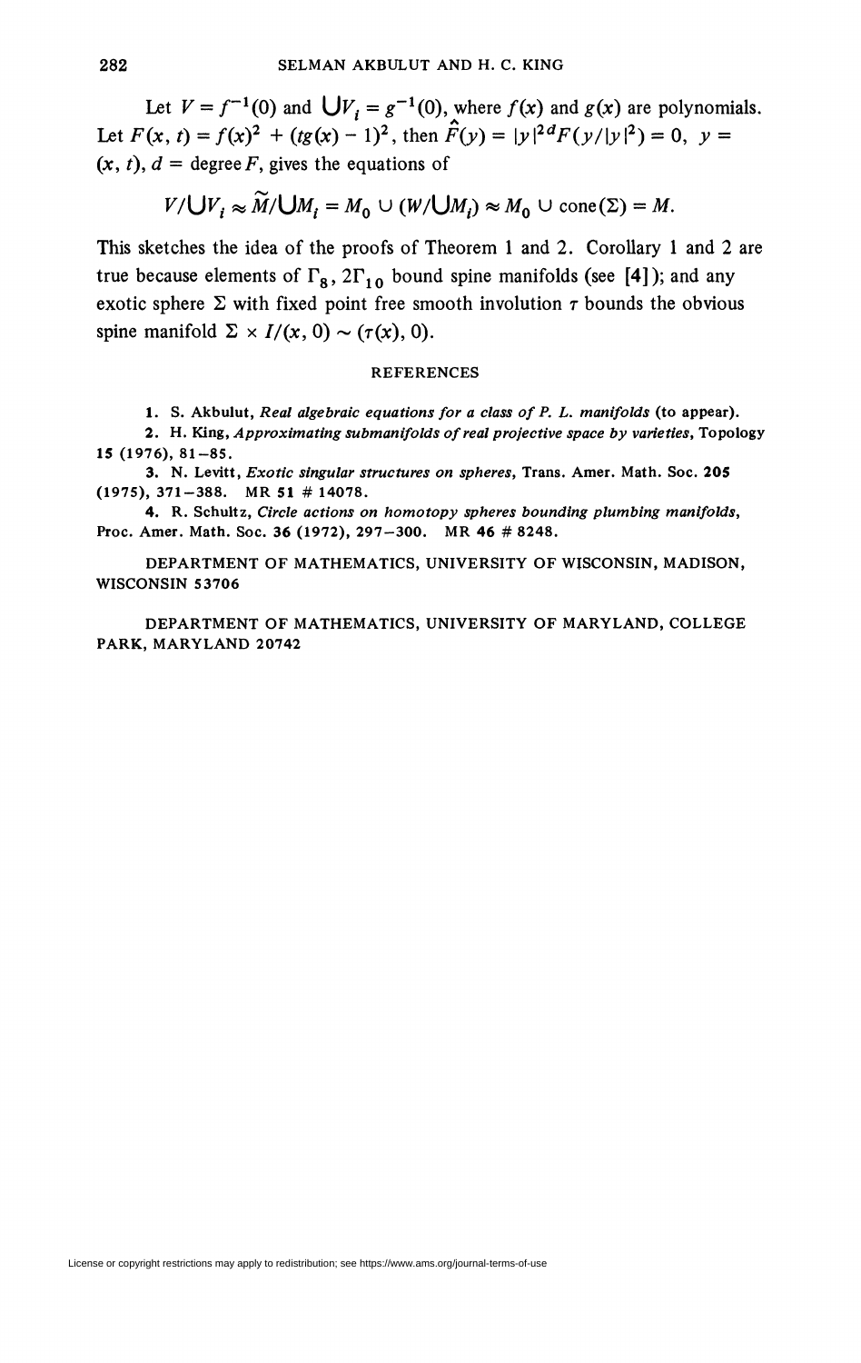Let $V = f^{-1}(0)$ and $\bigcup V_i = g^{-1}(0)$, where $f(x)$ and $g(x)$ are polynomials. Let $F(x, t) = f(x)^2 + (tg(x) - 1)^2$, then $\hat{F}(y) = |y|^{2d}F(y/|y|^2) = 0$, $y = (x, t)$, $d = \text{degree}\, F$, gives the equations of

$$V/\bigcup V_i \approx \widetilde{M}/\bigcup M_i = M_0 \cup (W/\bigcup M_i) \approx M_0 \cup \text{cone}(\Sigma) = M.$$

This sketches the idea of the proofs of Theorem 1 and 2. Corollary 1 and 2 are true because elements of $\Gamma_8$, $2\Gamma_{10}$ bound spine manifolds (see [4]); and any exotic sphere $\Sigma$ with fixed point free smooth involution $\tau$ bounds the obvious spine manifold $\Sigma \times I/(x, 0) \sim (\tau(x), 0)$.

## REFERENCES

1. S. Akbulut, *Real algebraic equations for a class of P. L. manifolds* (to appear).
2. H. King, *Approximating submanifolds of real projective space by varieties*, Topology **15** (1976), 81–85.
3. N. Levitt, *Exotic singular structures on spheres*, Trans. Amer. Math. Soc. **205** (1975), 371–388. MR **51** # 14078.
4. R. Schultz, *Circle actions on homotopy spheres bounding plumbing manifolds*, Proc. Amer. Math. Soc. **36** (1972), 297–300. MR **46** # 8248.

DEPARTMENT OF MATHEMATICS, UNIVERSITY OF WISCONSIN, MADISON, WISCONSIN 53706

DEPARTMENT OF MATHEMATICS, UNIVERSITY OF MARYLAND, COLLEGE PARK, MARYLAND 20742